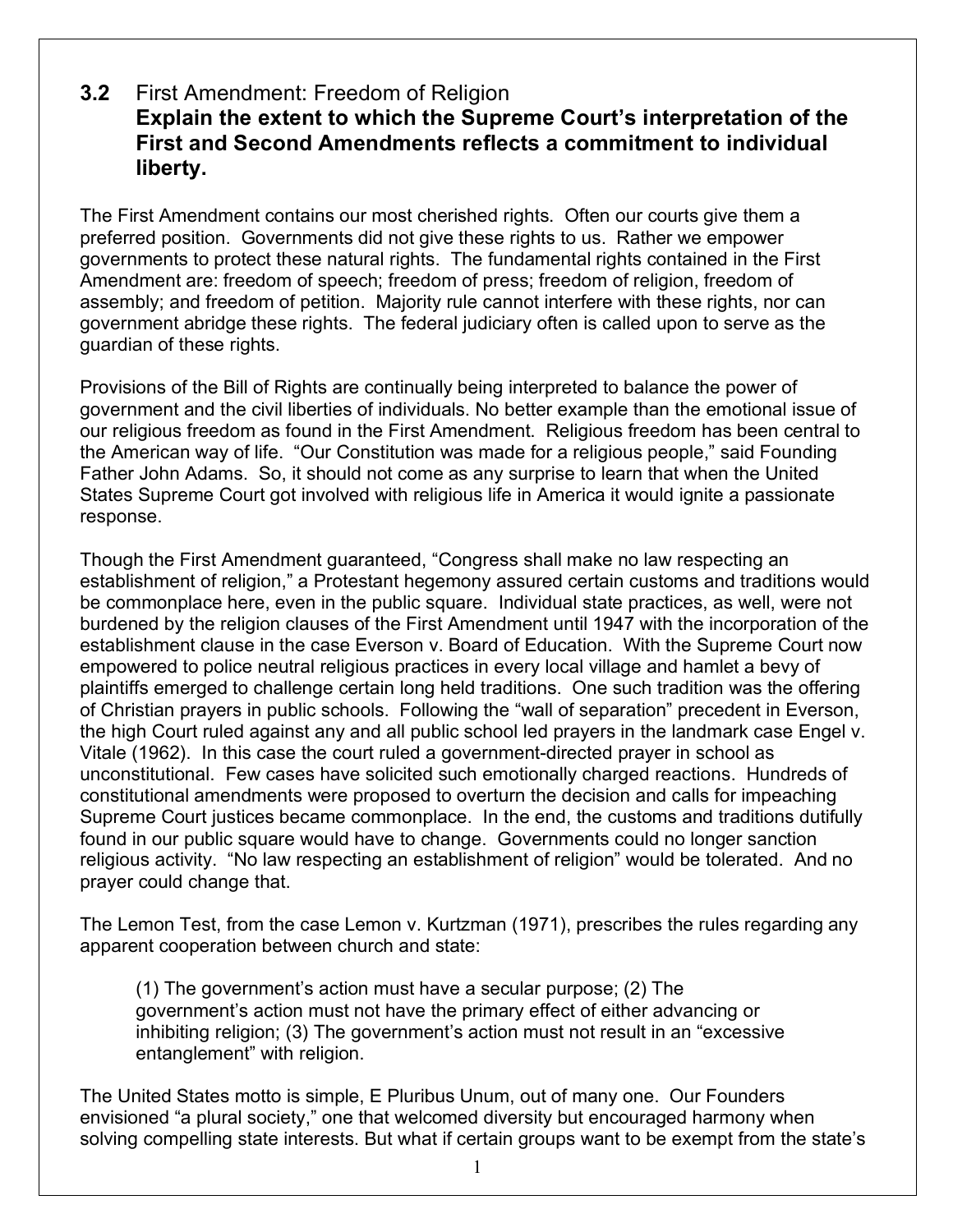## 3.2 First Amendment: Freedom of Religion

**Explain the extent to which the Supreme Court's interpretation of the First and Second Amendments reflects a commitment to individual liberty.**

The First Amendment contains our most cherished rights. Often our courts give them a preferred position. Governments did not give these rights to us. Rather we empower governments to protect these natural rights. The fundamental rights contained in the First Amendment are: freedom of speech; freedom of press; freedom of religion, freedom of assembly; and freedom of petition. Majority rule cannot interfere with these rights, nor can government abridge these rights. The federal judiciary often is called upon to serve as the guardian of these rights.

Provisions of the Bill of Rights are continually being interpreted to balance the power of government and the civil liberties of individuals. No better example than the emotional issue of our religious freedom as found in the First Amendment. Religious freedom has been central to the American way of life. "Our Constitution was made for a religious people," said Founding Father John Adams. So, it should not come as any surprise to learn that when the United States Supreme Court got involved with religious life in America it would ignite a passionate response.

Though the First Amendment guaranteed, "Congress shall make no law respecting an establishment of religion," a Protestant hegemony assured certain customs and traditions would be commonplace here, even in the public square. Individual state practices, as well, were not burdened by the religion clauses of the First Amendment until 1947 with the incorporation of the establishment clause in the case Everson v. Board of Education. With the Supreme Court now empowered to police neutral religious practices in every local village and hamlet a bevy of plaintiffs emerged to challenge certain long held traditions. One such tradition was the offering of Christian prayers in public schools. Following the "wall of separation" precedent in Everson, the high Court ruled against any and all public school led prayers in the landmark case Engel v. Vitale (1962). In this case the court ruled a government-directed prayer in school as unconstitutional. Few cases have solicited such emotionally charged reactions. Hundreds of constitutional amendments were proposed to overturn the decision and calls for impeaching Supreme Court justices became commonplace. In the end, the customs and traditions dutifully found in our public square would have to change. Governments could no longer sanction religious activity. "No law respecting an establishment of religion" would be tolerated. And no prayer could change that.

The Lemon Test, from the case Lemon v. Kurtzman (1971), prescribes the rules regarding any apparent cooperation between church and state:

> (1) The government's action must have a secular purpose; (2) The government's action must not have the primary effect of either advancing or inhibiting religion; (3) The government's action must not result in an "excessive entanglement" with religion.

The United States motto is simple, E Pluribus Unum, out of many one. Our Founders envisioned "a plural society," one that welcomed diversity but encouraged harmony when solving compelling state interests. But what if certain groups want to be exempt from the state's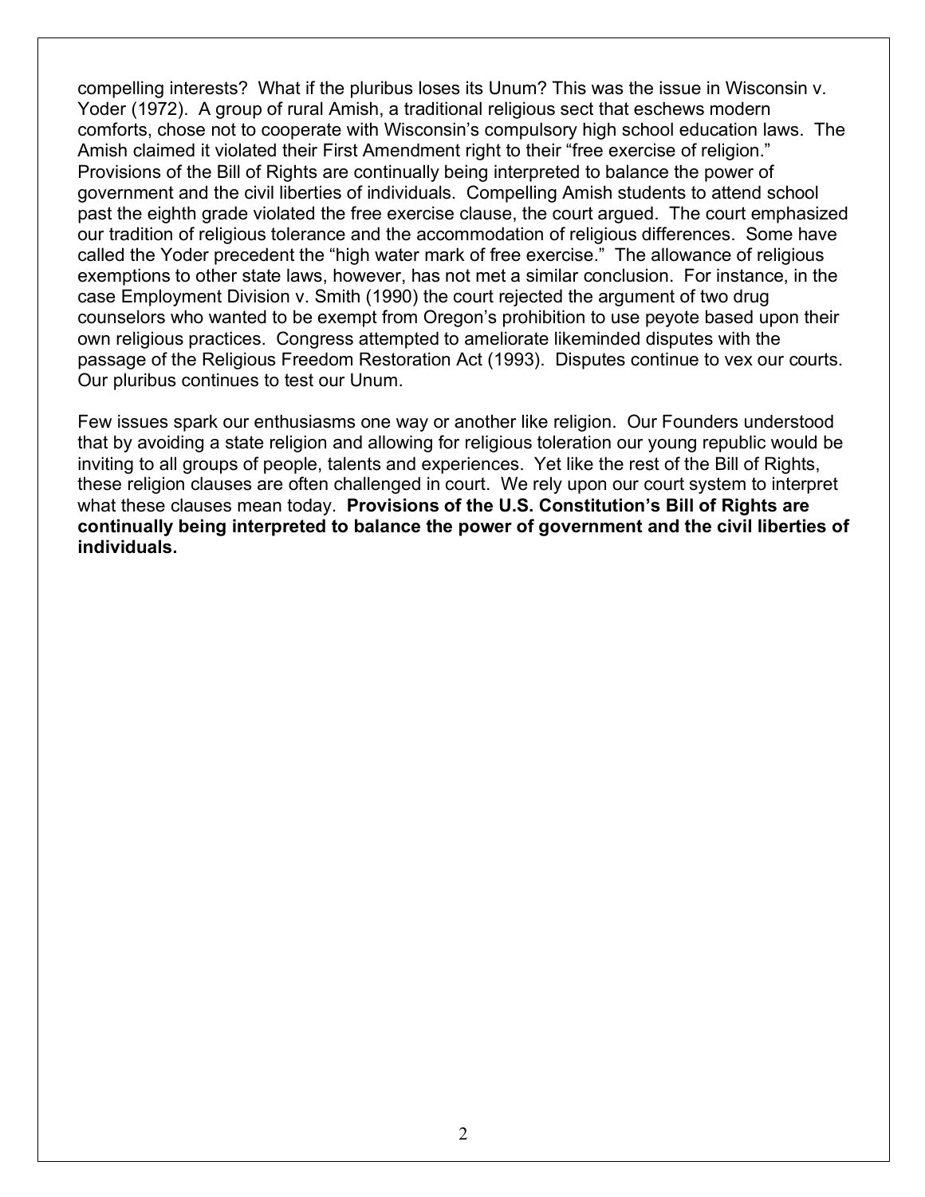compelling interests? What if the pluribus loses its Unum? This was the issue in Wisconsin v. Yoder (1972). A group of rural Amish, a traditional religious sect that eschews modern comforts, chose not to cooperate with Wisconsin's compulsory high school education laws. The Amish claimed it violated their First Amendment right to their "free exercise of religion." Provisions of the Bill of Rights are continually being interpreted to balance the power of government and the civil liberties of individuals. Compelling Amish students to attend school past the eighth grade violated the free exercise clause, the court argued. The court emphasized our tradition of religious tolerance and the accommodation of religious differences. Some have called the Yoder precedent the "high water mark of free exercise." The allowance of religious exemptions to other state laws, however, has not met a similar conclusion. For instance, in the case Employment Division v. Smith (1990) the court rejected the argument of two drug counselors who wanted to be exempt from Oregon's prohibition to use peyote based upon their own religious practices. Congress attempted to ameliorate likeminded disputes with the passage of the Religious Freedom Restoration Act (1993). Disputes continue to vex our courts. Our pluribus continues to test our Unum.

Few issues spark our enthusiasms one way or another like religion. Our Founders understood that by avoiding a state religion and allowing for religious toleration our young republic would be inviting to all groups of people, talents and experiences. Yet like the rest of the Bill of Rights, these religion clauses are often challenged in court. We rely upon our court system to interpret what these clauses mean today. **Provisions of the U.S. Constitution's Bill of Rights are continually being interpreted to balance the power of government and the civil liberties of individuals.**